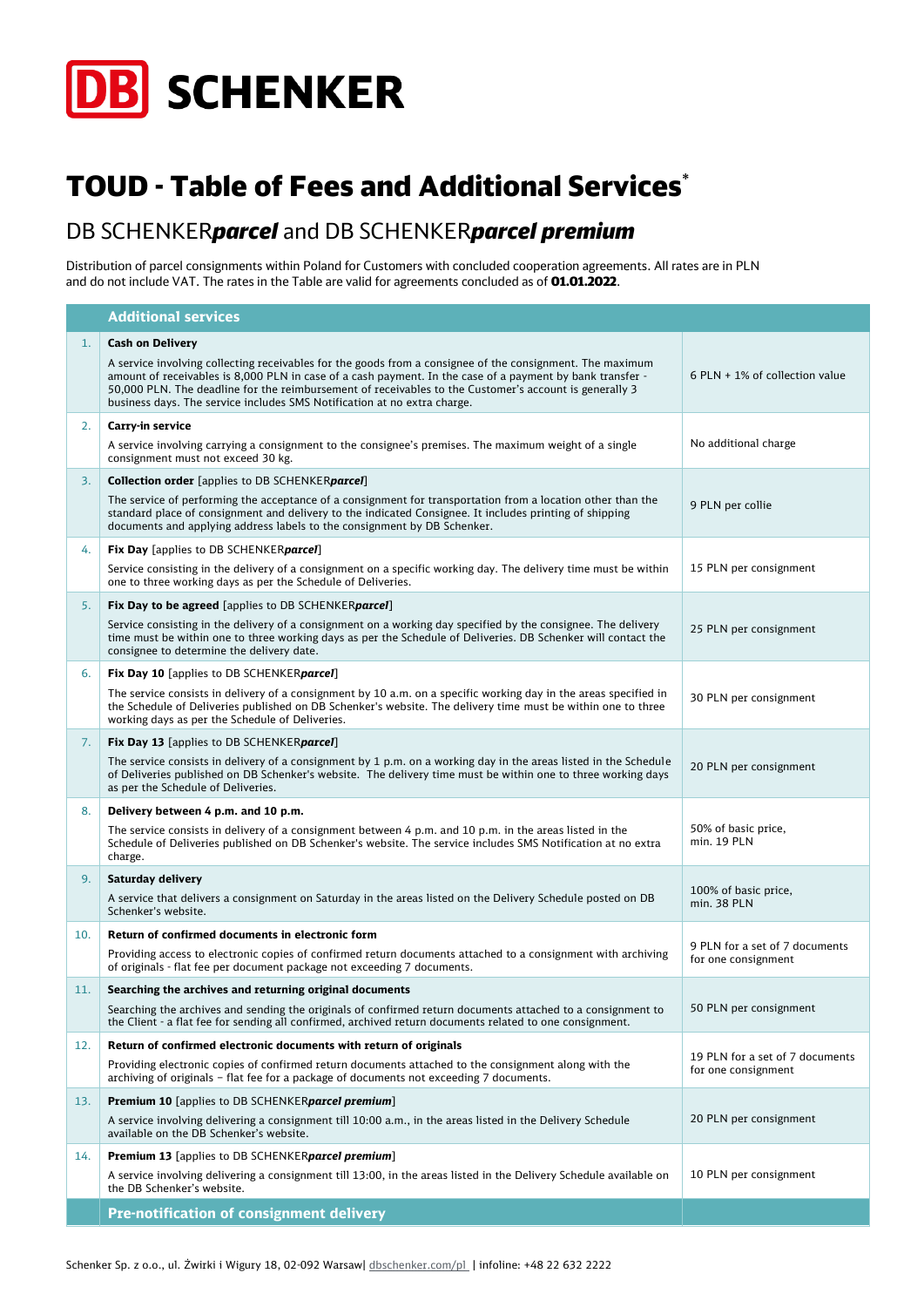# DB SCHENKER

# TOUD - Table of Fees and Additional Services*

## DB SCHENKER***parcel*** and DB SCHENKER***parcel premium***

Distribution of parcel consignments within Poland for Customers with concluded cooperation agreements. All rates are in PLN and do not include VAT. The rates in the Table are valid for agreements concluded as of **01.01.2022**.

| | Additional services | |
|---|---|---|
| 1. | **Cash on Delivery**<br>A service involving collecting receivables for the goods from a consignee of the consignment. The maximum amount of receivables is 8,000 PLN in case of a cash payment. In the case of a payment by bank transfer - 50,000 PLN. The deadline for the reimbursement of receivables to the Customer's account is generally 3 business days. The service includes SMS Notification at no extra charge. | 6 PLN + 1% of collection value |
| 2. | **Carry-in service**<br>A service involving carrying a consignment to the consignee's premises. The maximum weight of a single consignment must not exceed 30 kg. | No additional charge |
| 3. | **Collection order** [applies to DB SCHENKER***parcel***]<br>The service of performing the acceptance of a consignment for transportation from a location other than the standard place of consignment and delivery to the indicated Consignee. It includes printing of shipping documents and applying address labels to the consignment by DB Schenker. | 9 PLN per collie |
| 4. | **Fix Day** [applies to DB SCHENKER***parcel***]<br>Service consisting in the delivery of a consignment on a specific working day. The delivery time must be within one to three working days as per the Schedule of Deliveries. | 15 PLN per consignment |
| 5. | **Fix Day to be agreed** [applies to DB SCHENKER***parcel***]<br>Service consisting in the delivery of a consignment on a working day specified by the consignee. The delivery time must be within one to three working days as per the Schedule of Deliveries. DB Schenker will contact the consignee to determine the delivery date. | 25 PLN per consignment |
| 6. | **Fix Day 10** [applies to DB SCHENKER***parcel***]<br>The service consists in delivery of a consignment by 10 a.m. on a specific working day in the areas specified in the Schedule of Deliveries published on DB Schenker's website. The delivery time must be within one to three working days as per the Schedule of Deliveries. | 30 PLN per consignment |
| 7. | **Fix Day 13** [applies to DB SCHENKER***parcel***]<br>The service consists in delivery of a consignment by 1 p.m. on a working day in the areas listed in the Schedule of Deliveries published on DB Schenker's website. The delivery time must be within one to three working days as per the Schedule of Deliveries. | 20 PLN per consignment |
| 8. | **Delivery between 4 p.m. and 10 p.m.**<br>The service consists in delivery of a consignment between 4 p.m. and 10 p.m. in the areas listed in the Schedule of Deliveries published on DB Schenker's website. The service includes SMS Notification at no extra charge. | 50% of basic price, min. 19 PLN |
| 9. | **Saturday delivery**<br>A service that delivers a consignment on Saturday in the areas listed on the Delivery Schedule posted on DB Schenker's website. | 100% of basic price, min. 38 PLN |
| 10. | **Return of confirmed documents in electronic form**<br>Providing access to electronic copies of confirmed return documents attached to a consignment with archiving of originals - flat fee per document package not exceeding 7 documents. | 9 PLN for a set of 7 documents for one consignment |
| 11. | **Searching the archives and returning original documents**<br>Searching the archives and sending the originals of confirmed return documents attached to a consignment to the Client - a flat fee for sending all confirmed, archived return documents related to one consignment. | 50 PLN per consignment |
| 12. | **Return of confirmed electronic documents with return of originals**<br>Providing electronic copies of confirmed return documents attached to the consignment along with the archiving of originals – flat fee for a package of documents not exceeding 7 documents. | 19 PLN for a set of 7 documents for one consignment |
| 13. | **Premium 10** [applies to DB SCHENKER***parcel premium***]<br>A service involving delivering a consignment till 10:00 a.m., in the areas listed in the Delivery Schedule available on the DB Schenker's website. | 20 PLN per consignment |
| 14. | **Premium 13** [applies to DB SCHENKER***parcel premium***]<br>A service involving delivering a consignment till 13:00, in the areas listed in the Delivery Schedule available on the DB Schenker's website. | 10 PLN per consignment |
| | **Pre-notification of consignment delivery** | |

Schenker Sp. z o.o., ul. Żwirki i Wigury 18, 02-092 Warsaw| dbschenker.com/pl | infoline: +48 22 632 2222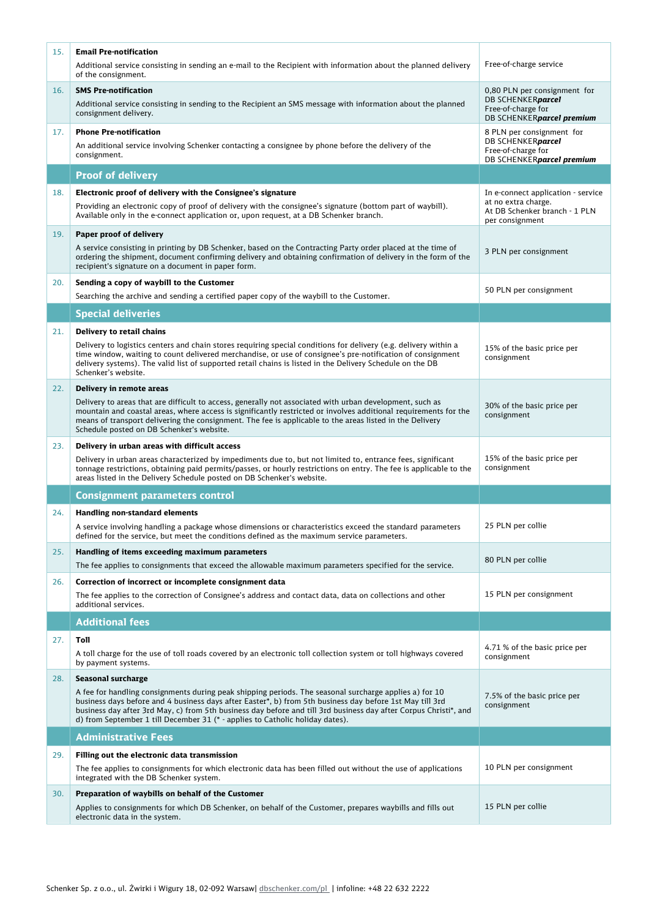| | | |
|---|---|---|
| 15. | **Email Pre-notification**<br>Additional service consisting in sending an e-mail to the Recipient with information about the planned delivery of the consignment. | Free-of-charge service |
| 16. | **SMS Pre-notification**<br>Additional service consisting in sending to the Recipient an SMS message with information about the planned consignment delivery. | 0,80 PLN per consignment for DB SCHENKER***parcel***<br>Free-of-charge for DB SCHENKER***parcel premium*** |
| 17. | **Phone Pre-notification**<br>An additional service involving Schenker contacting a consignee by phone before the delivery of the consignment. | 8 PLN per consignment for DB SCHENKER***parcel***<br>Free-of-charge for DB SCHENKER***parcel premium*** |
| | **Proof of delivery** | |
| 18. | **Electronic proof of delivery with the Consignee's signature**<br>Providing an electronic copy of proof of delivery with the consignee's signature (bottom part of waybill). Available only in the e-connect application or, upon request, at a DB Schenker branch. | In e-connect application - service at no extra charge.<br>At DB Schenker branch - 1 PLN per consignment |
| 19. | **Paper proof of delivery**<br>A service consisting in printing by DB Schenker, based on the Contracting Party order placed at the time of ordering the shipment, document confirming delivery and obtaining confirmation of delivery in the form of the recipient's signature on a document in paper form. | 3 PLN per consignment |
| 20. | **Sending a copy of waybill to the Customer**<br>Searching the archive and sending a certified paper copy of the waybill to the Customer. | 50 PLN per consignment |
| | **Special deliveries** | |
| 21. | **Delivery to retail chains**<br>Delivery to logistics centers and chain stores requiring special conditions for delivery (e.g. delivery within a time window, waiting to count delivered merchandise, or use of consignee's pre-notification of consignment delivery systems). The valid list of supported retail chains is listed in the Delivery Schedule on the DB Schenker's website. | 15% of the basic price per consignment |
| 22. | **Delivery in remote areas**<br>Delivery to areas that are difficult to access, generally not associated with urban development, such as mountain and coastal areas, where access is significantly restricted or involves additional requirements for the means of transport delivering the consignment. The fee is applicable to the areas listed in the Delivery Schedule posted on DB Schenker's website. | 30% of the basic price per consignment |
| 23. | **Delivery in urban areas with difficult access**<br>Delivery in urban areas characterized by impediments due to, but not limited to, entrance fees, significant tonnage restrictions, obtaining paid permits/passes, or hourly restrictions on entry. The fee is applicable to the areas listed in the Delivery Schedule posted on DB Schenker's website. | 15% of the basic price per consignment |
| | **Consignment parameters control** | |
| 24. | **Handling non-standard elements**<br>A service involving handling a package whose dimensions or characteristics exceed the standard parameters defined for the service, but meet the conditions defined as the maximum service parameters. | 25 PLN per collie |
| 25. | **Handling of items exceeding maximum parameters**<br>The fee applies to consignments that exceed the allowable maximum parameters specified for the service. | 80 PLN per collie |
| 26. | **Correction of incorrect or incomplete consignment data**<br>The fee applies to the correction of Consignee's address and contact data, data on collections and other additional services. | 15 PLN per consignment |
| | **Additional fees** | |
| 27. | **Toll**<br>A toll charge for the use of toll roads covered by an electronic toll collection system or toll highways covered by payment systems. | 4.71 % of the basic price per consignment |
| 28. | **Seasonal surcharge**<br>A fee for handling consignments during peak shipping periods. The seasonal surcharge applies a) for 10 business days before and 4 business days after Easter*, b) from 5th business day before 1st May till 3rd business day after 3rd May, c) from 5th business day before and till 3rd business day after Corpus Christi*, and d) from September 1 till December 31 (* - applies to Catholic holiday dates). | 7.5% of the basic price per consignment |
| | **Administrative Fees** | |
| 29. | **Filling out the electronic data transmission**<br>The fee applies to consignments for which electronic data has been filled out without the use of applications integrated with the DB Schenker system. | 10 PLN per consignment |
| 30. | **Preparation of waybills on behalf of the Customer**<br>Applies to consignments for which DB Schenker, on behalf of the Customer, prepares waybills and fills out electronic data in the system. | 15 PLN per collie |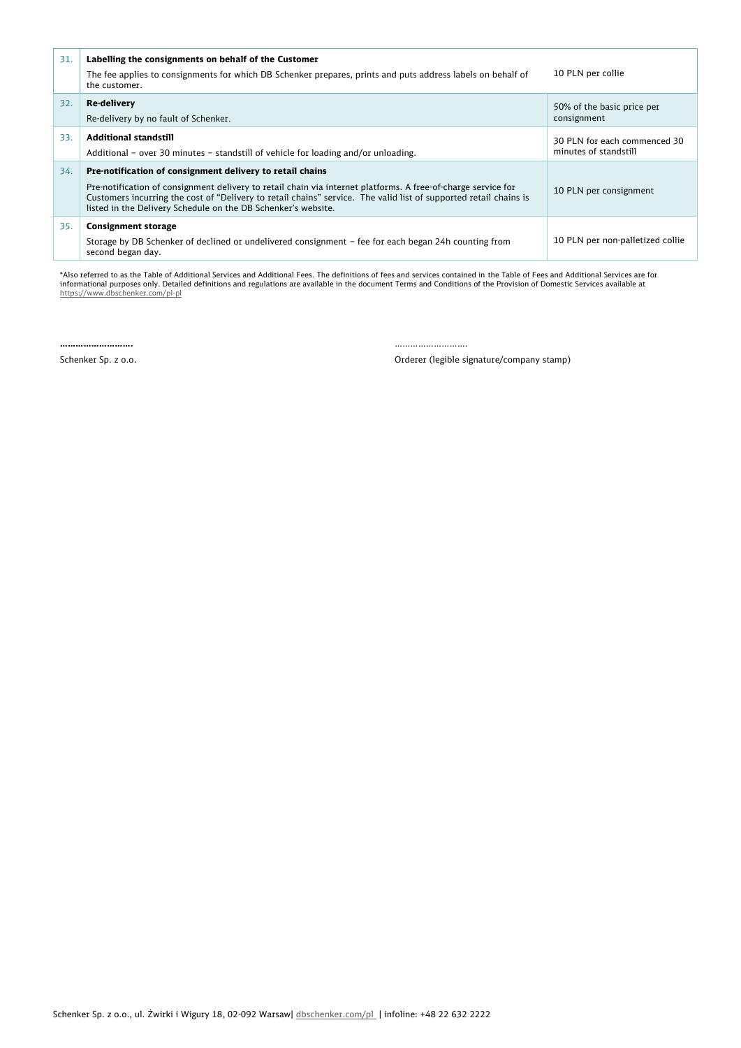| | | |
|---|---|---|
| 31. | **Labelling the consignments on behalf of the Customer**<br>The fee applies to consignments for which DB Schenker prepares, prints and puts address labels on behalf of the customer. | 10 PLN per collie |
| 32. | **Re-delivery**<br>Re-delivery by no fault of Schenker. | 50% of the basic price per consignment |
| 33. | **Additional standstill**<br>Additional – over 30 minutes – standstill of vehicle for loading and/or unloading. | 30 PLN for each commenced 30 minutes of standstill |
| 34. | **Pre-notification of consignment delivery to retail chains**<br>Pre-notification of consignment delivery to retail chain via internet platforms. A free-of-charge service for Customers incurring the cost of "Delivery to retail chains" service. The valid list of supported retail chains is listed in the Delivery Schedule on the DB Schenker's website. | 10 PLN per consignment |
| 35. | **Consignment storage**<br>Storage by DB Schenker of declined or undelivered consignment – fee for each began 24h counting from second began day. | 10 PLN per non-palletized collie |

*Also referred to as the Table of Additional Services and Additional Fees. The definitions of fees and services contained in the Table of Fees and Additional Services are for informational purposes only. Detailed definitions and regulations are available in the document Terms and Conditions of the Provision of Domestic Services available at https://www.dbschenker.com/pl-pl

……………………… ………………………

Schenker Sp. z o.o. Orderer (legible signature/company stamp)

Schenker Sp. z o.o., ul. Żwirki i Wigury 18, 02-092 Warsaw| dbschenker.com/pl | infoline: +48 22 632 2222